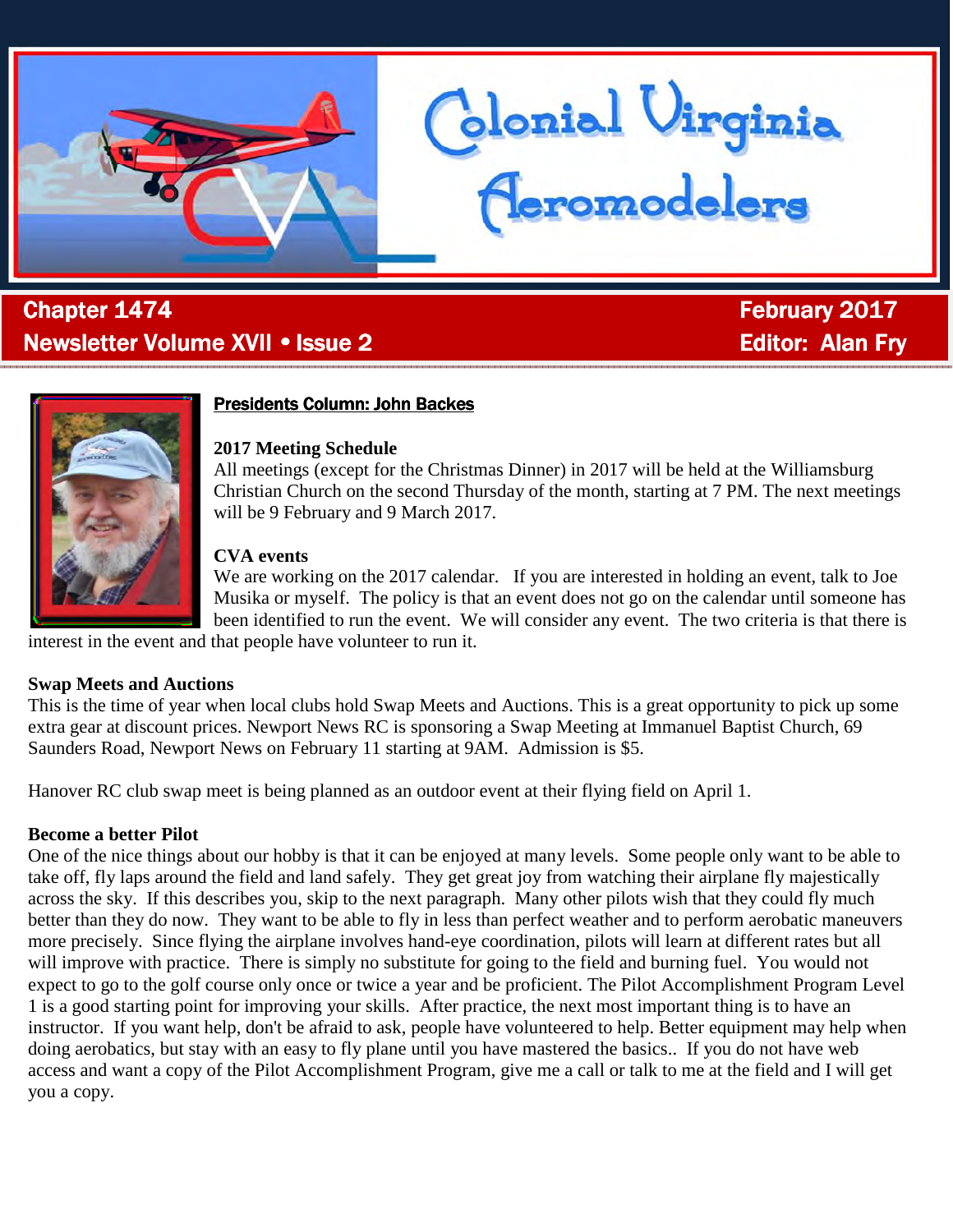# Colonial Virginia Aeromodelers

**Chapter 1474** **February 2017**

**Newsletter Volume XVII • Issue 2** **Editor: Alan Fry**

## Presidents Column: John Backes

### 2017 Meeting Schedule

All meetings (except for the Christmas Dinner) in 2017 will be held at the Williamsburg Christian Church on the second Thursday of the month, starting at 7 PM. The next meetings will be 9 February and 9 March 2017.

### CVA events

We are working on the 2017 calendar. If you are interested in holding an event, talk to Joe Musika or myself. The policy is that an event does not go on the calendar until someone has been identified to run the event. We will consider any event. The two criteria is that there is interest in the event and that people have volunteer to run it.

### Swap Meets and Auctions

This is the time of year when local clubs hold Swap Meets and Auctions. This is a great opportunity to pick up some extra gear at discount prices. Newport News RC is sponsoring a Swap Meeting at Immanuel Baptist Church, 69 Saunders Road, Newport News on February 11 starting at 9AM. Admission is $5.

Hanover RC club swap meet is being planned as an outdoor event at their flying field on April 1.

### Become a better Pilot

One of the nice things about our hobby is that it can be enjoyed at many levels. Some people only want to be able to take off, fly laps around the field and land safely. They get great joy from watching their airplane fly majestically across the sky. If this describes you, skip to the next paragraph. Many other pilots wish that they could fly much better than they do now. They want to be able to fly in less than perfect weather and to perform aerobatic maneuvers more precisely. Since flying the airplane involves hand-eye coordination, pilots will learn at different rates but all will improve with practice. There is simply no substitute for going to the field and burning fuel. You would not expect to go to the golf course only once or twice a year and be proficient. The Pilot Accomplishment Program Level 1 is a good starting point for improving your skills. After practice, the next most important thing is to have an instructor. If you want help, don't be afraid to ask, people have volunteered to help. Better equipment may help when doing aerobatics, but stay with an easy to fly plane until you have mastered the basics.. If you do not have web access and want a copy of the Pilot Accomplishment Program, give me a call or talk to me at the field and I will get you a copy.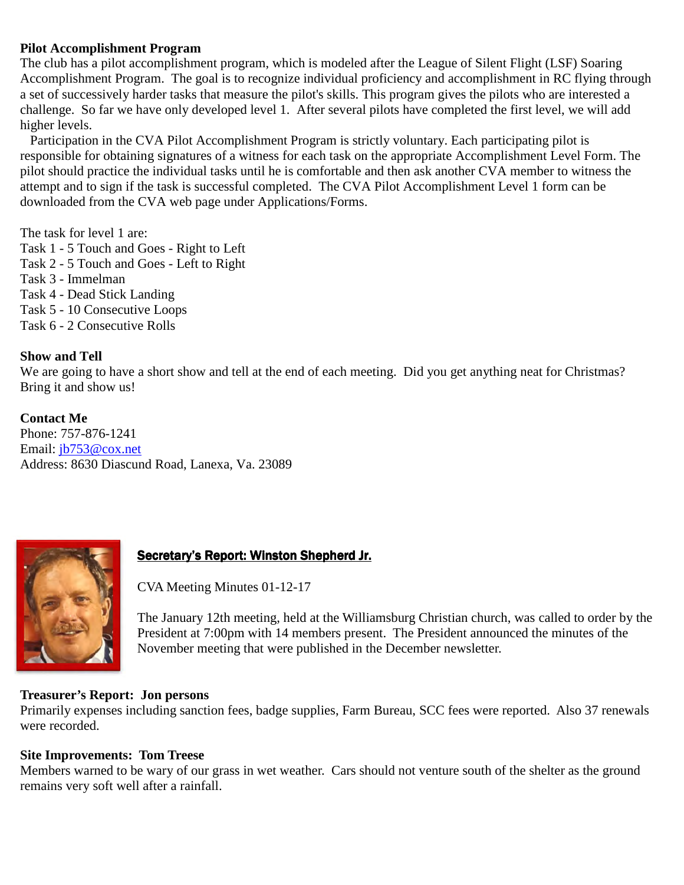**Pilot Accomplishment Program**

The club has a pilot accomplishment program, which is modeled after the League of Silent Flight (LSF) Soaring Accomplishment Program. The goal is to recognize individual proficiency and accomplishment in RC flying through a set of successively harder tasks that measure the pilot's skills. This program gives the pilots who are interested a challenge. So far we have only developed level 1. After several pilots have completed the first level, we will add higher levels.

Participation in the CVA Pilot Accomplishment Program is strictly voluntary. Each participating pilot is responsible for obtaining signatures of a witness for each task on the appropriate Accomplishment Level Form. The pilot should practice the individual tasks until he is comfortable and then ask another CVA member to witness the attempt and to sign if the task is successful completed. The CVA Pilot Accomplishment Level 1 form can be downloaded from the CVA web page under Applications/Forms.

The task for level 1 are:
Task 1 - 5 Touch and Goes - Right to Left
Task 2 - 5 Touch and Goes - Left to Right
Task 3 - Immelman
Task 4 - Dead Stick Landing
Task 5 - 10 Consecutive Loops
Task 6 - 2 Consecutive Rolls

**Show and Tell**

We are going to have a short show and tell at the end of each meeting. Did you get anything neat for Christmas? Bring it and show us!

**Contact Me**

Phone: 757-876-1241
Email: jb753@cox.net
Address: 8630 Diascund Road, Lanexa, Va. 23089

**Secretary's Report: Winston Shepherd Jr.**

CVA Meeting Minutes 01-12-17

The January 12th meeting, held at the Williamsburg Christian church, was called to order by the President at 7:00pm with 14 members present. The President announced the minutes of the November meeting that were published in the December newsletter.

**Treasurer's Report: Jon persons**

Primarily expenses including sanction fees, badge supplies, Farm Bureau, SCC fees were reported. Also 37 renewals were recorded.

**Site Improvements: Tom Treese**

Members warned to be wary of our grass in wet weather. Cars should not venture south of the shelter as the ground remains very soft well after a rainfall.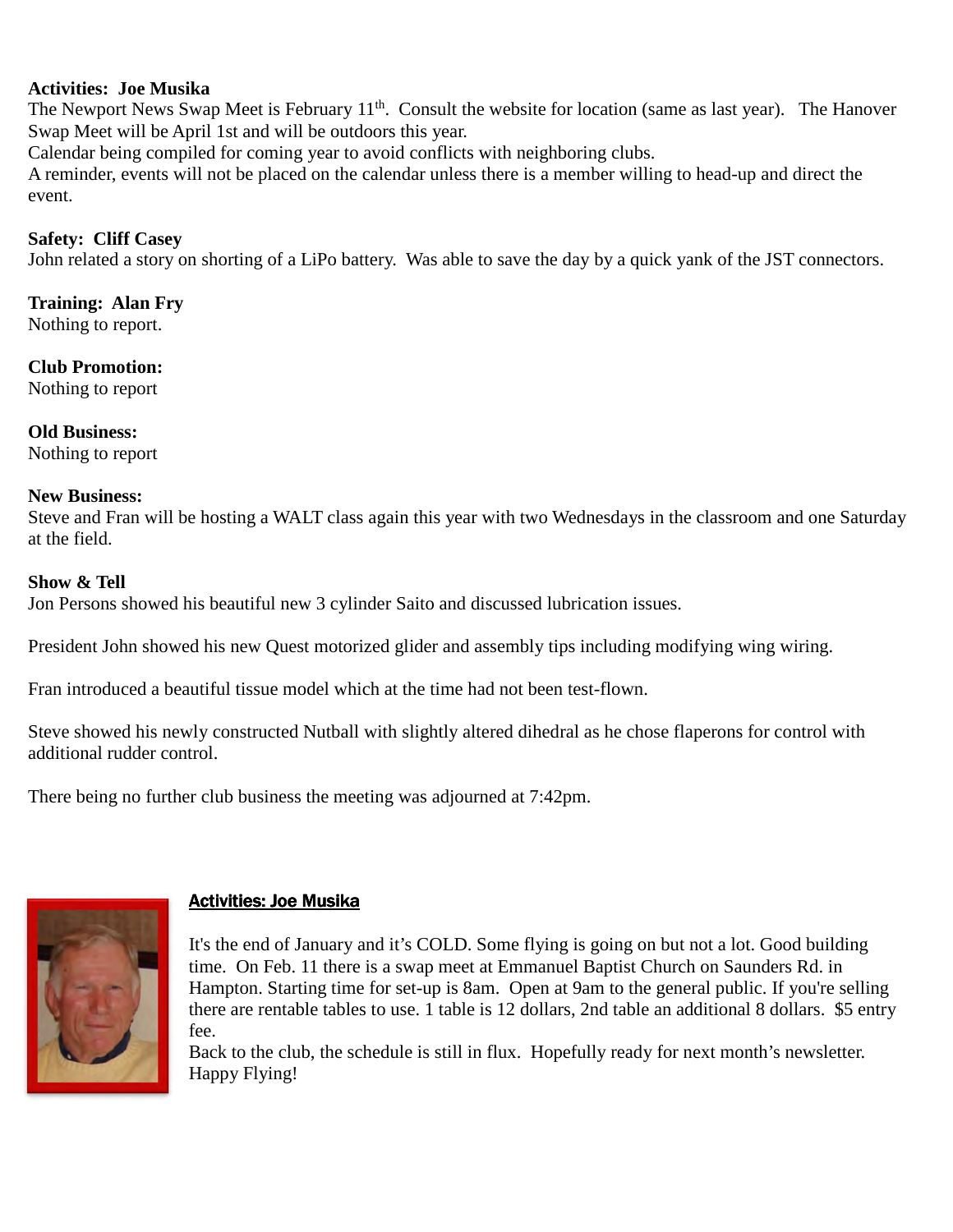**Activities: Joe Musika**

The Newport News Swap Meet is February 11th. Consult the website for location (same as last year). The Hanover Swap Meet will be April 1st and will be outdoors this year.

Calendar being compiled for coming year to avoid conflicts with neighboring clubs.

A reminder, events will not be placed on the calendar unless there is a member willing to head-up and direct the event.

**Safety: Cliff Casey**

John related a story on shorting of a LiPo battery. Was able to save the day by a quick yank of the JST connectors.

**Training: Alan Fry**

Nothing to report.

**Club Promotion:**

Nothing to report

**Old Business:**

Nothing to report

**New Business:**

Steve and Fran will be hosting a WALT class again this year with two Wednesdays in the classroom and one Saturday at the field.

**Show & Tell**

Jon Persons showed his beautiful new 3 cylinder Saito and discussed lubrication issues.

President John showed his new Quest motorized glider and assembly tips including modifying wing wiring.

Fran introduced a beautiful tissue model which at the time had not been test-flown.

Steve showed his newly constructed Nutball with slightly altered dihedral as he chose flaperons for control with additional rudder control.

There being no further club business the meeting was adjourned at 7:42pm.

## Activities: Joe Musika

It's the end of January and it's COLD. Some flying is going on but not a lot. Good building time. On Feb. 11 there is a swap meet at Emmanuel Baptist Church on Saunders Rd. in Hampton. Starting time for set-up is 8am. Open at 9am to the general public. If you're selling there are rentable tables to use. 1 table is 12 dollars, 2nd table an additional 8 dollars. $5 entry fee.

Back to the club, the schedule is still in flux. Hopefully ready for next month's newsletter.

Happy Flying!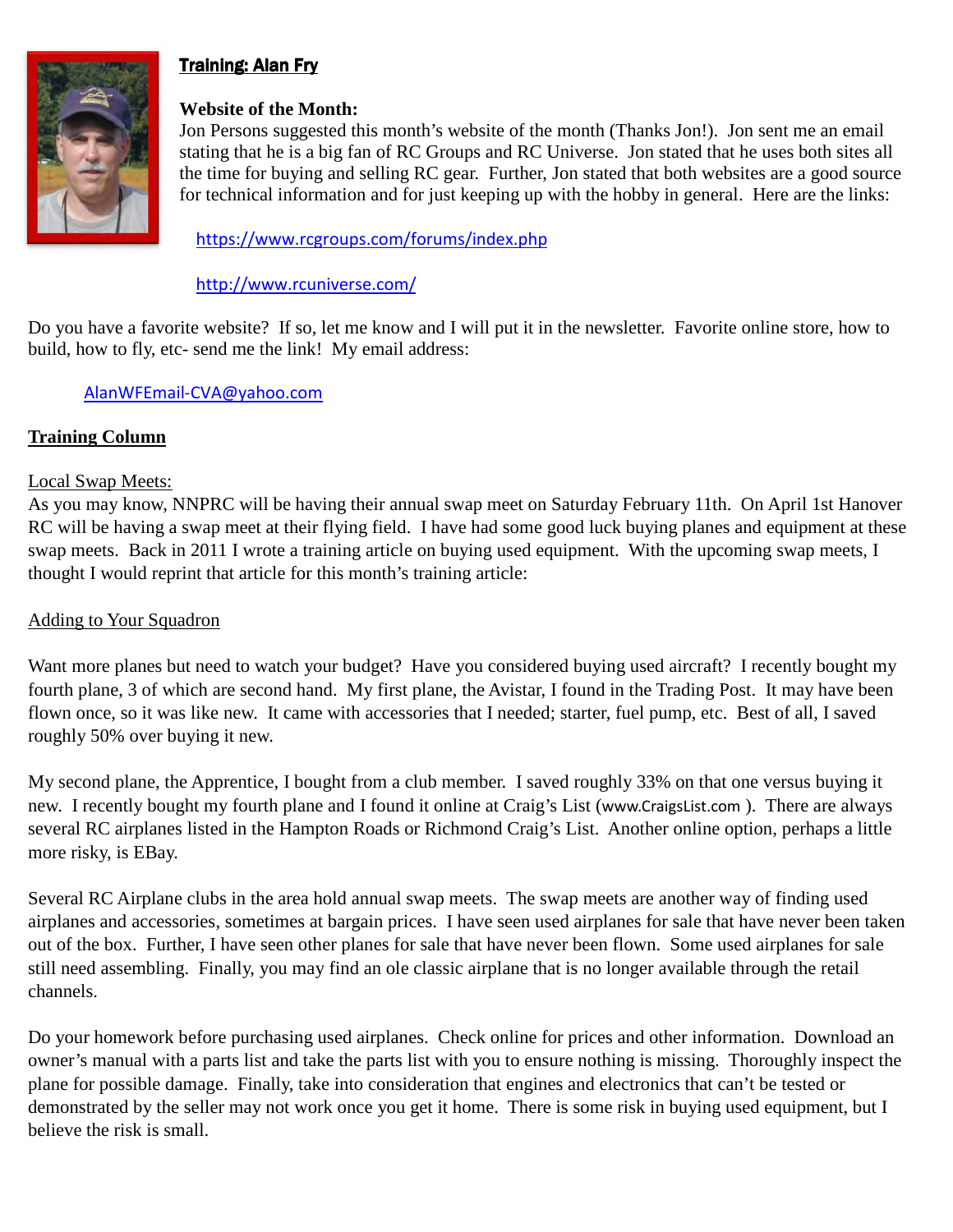## **Training: Alan Fry**

**Website of the Month:**

Jon Persons suggested this month's website of the month (Thanks Jon!). Jon sent me an email stating that he is a big fan of RC Groups and RC Universe. Jon stated that he uses both sites all the time for buying and selling RC gear. Further, Jon stated that both websites are a good source for technical information and for just keeping up with the hobby in general. Here are the links:

https://www.rcgroups.com/forums/index.php

http://www.rcuniverse.com/

Do you have a favorite website? If so, let me know and I will put it in the newsletter. Favorite online store, how to build, how to fly, etc- send me the link! My email address:

AlanWFEmail-CVA@yahoo.com

### **Training Column**

Local Swap Meets:

As you may know, NNPRC will be having their annual swap meet on Saturday February 11th. On April 1st Hanover RC will be having a swap meet at their flying field. I have had some good luck buying planes and equipment at these swap meets. Back in 2011 I wrote a training article on buying used equipment. With the upcoming swap meets, I thought I would reprint that article for this month's training article:

Adding to Your Squadron

Want more planes but need to watch your budget? Have you considered buying used aircraft? I recently bought my fourth plane, 3 of which are second hand. My first plane, the Avistar, I found in the Trading Post. It may have been flown once, so it was like new. It came with accessories that I needed; starter, fuel pump, etc. Best of all, I saved roughly 50% over buying it new.

My second plane, the Apprentice, I bought from a club member. I saved roughly 33% on that one versus buying it new. I recently bought my fourth plane and I found it online at Craig's List (www.CraigsList.com ). There are always several RC airplanes listed in the Hampton Roads or Richmond Craig's List. Another online option, perhaps a little more risky, is EBay.

Several RC Airplane clubs in the area hold annual swap meets. The swap meets are another way of finding used airplanes and accessories, sometimes at bargain prices. I have seen used airplanes for sale that have never been taken out of the box. Further, I have seen other planes for sale that have never been flown. Some used airplanes for sale still need assembling. Finally, you may find an ole classic airplane that is no longer available through the retail channels.

Do your homework before purchasing used airplanes. Check online for prices and other information. Download an owner's manual with a parts list and take the parts list with you to ensure nothing is missing. Thoroughly inspect the plane for possible damage. Finally, take into consideration that engines and electronics that can't be tested or demonstrated by the seller may not work once you get it home. There is some risk in buying used equipment, but I believe the risk is small.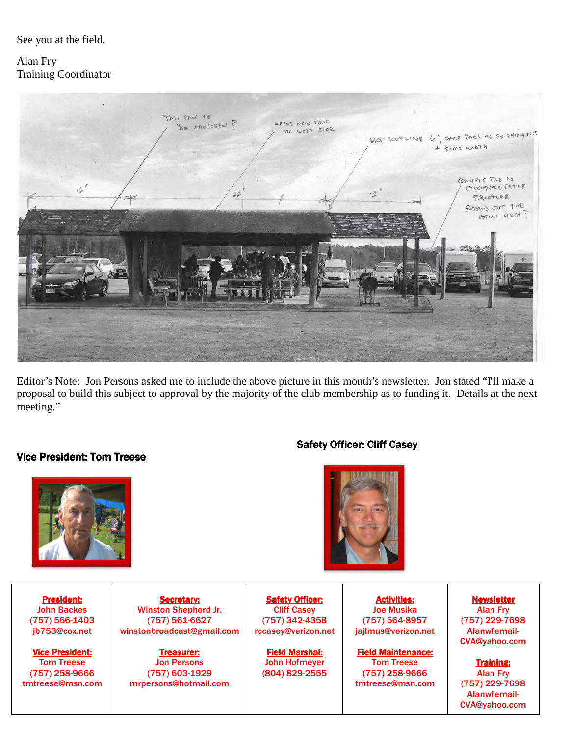See you at the field.

Alan Fry
Training Coordinator

Editor's Note: Jon Persons asked me to include the above picture in this month's newsletter. Jon stated "I'll make a proposal to build this subject to approval by the majority of the club membership as to funding it. Details at the next meeting."

**Vice President: Tom Treese**

**Safety Officer: Cliff Casey**

| | | | | |
|---|---|---|---|---|
| **President:**<br>John Backes<br>(757) 566-1403<br>jb753@cox.net<br><br>**Vice President:**<br>Tom Treese<br>(757) 258-9666<br>tmtreese@msn.com | **Secretary:**<br>Winston Shepherd Jr.<br>(757) 561-6627<br>winstonbroadcast@gmail.com<br><br>**Treasurer:**<br>Jon Persons<br>(757) 603-1929<br>mrpersons@hotmail.com | **Safety Officer:**<br>Cliff Casey<br>(757) 342-4358<br>rccasey@verizon.net<br><br>**Field Marshal:**<br>John Hofmeyer<br>(804) 829-2555 | **Activities:**<br>Joe Musika<br>(757) 564-8957<br>jajlmus@verizon.net<br><br>**Field Maintenance:**<br>Tom Treese<br>(757) 258-9666<br>tmtreese@msn.com | **Newsletter**<br>Alan Fry<br>(757) 229-7698<br>Alanwfemail-CVA@yahoo.com<br><br>**Training:**<br>Alan Fry<br>(757) 229-7698<br>Alanwfemail-CVA@yahoo.com |